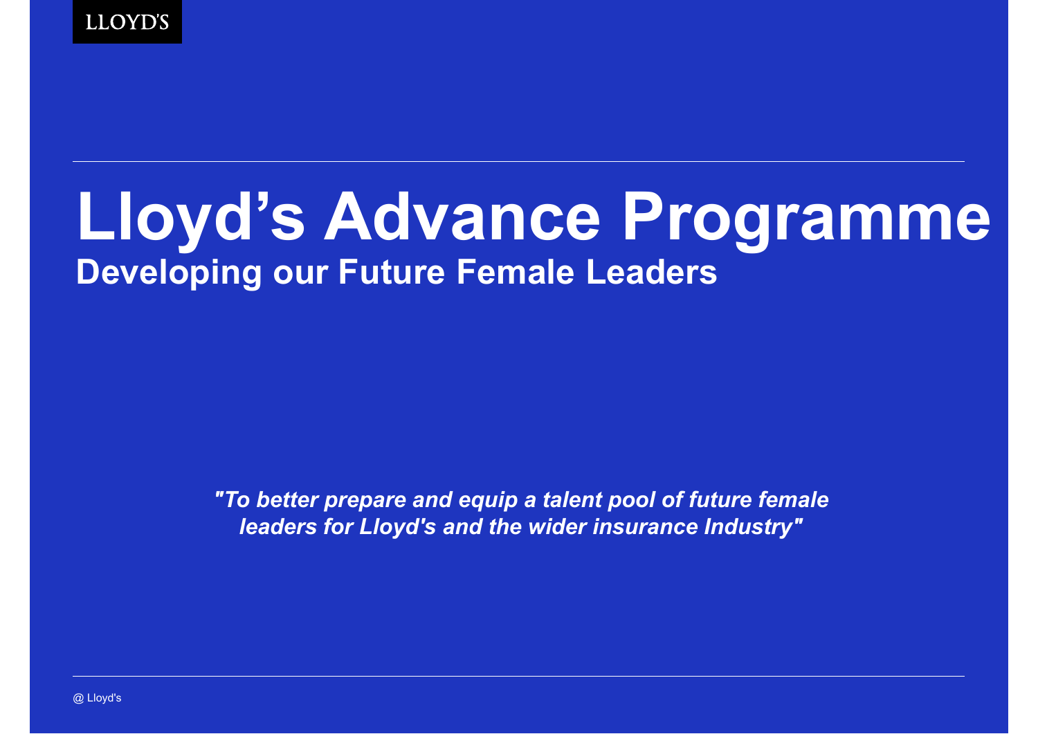LLOYD'S

# Lloyd's Advance Programme

## Developing our Future Female Leaders

*"To better prepare and equip a talent pool of future female leaders for Lloyd's and the wider insurance Industry"*

@ Lloyd's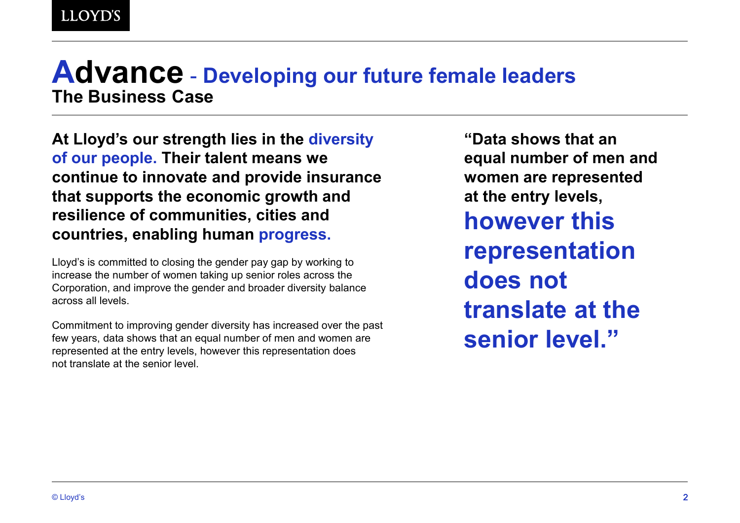# Advance - Developing our future female leaders

## The Business Case

**At Lloyd's our strength lies in the diversity of our people. Their talent means we continue to innovate and provide insurance that supports the economic growth and resilience of communities, cities and countries, enabling human progress.**

Lloyd's is committed to closing the gender pay gap by working to increase the number of women taking up senior roles across the Corporation, and improve the gender and broader diversity balance across all levels.

Commitment to improving gender diversity has increased over the past few years, data shows that an equal number of men and women are represented at the entry levels, however this representation does not translate at the senior level.

> **"Data shows that an equal number of men and women are represented at the entry levels, however this representation does not translate at the senior level."**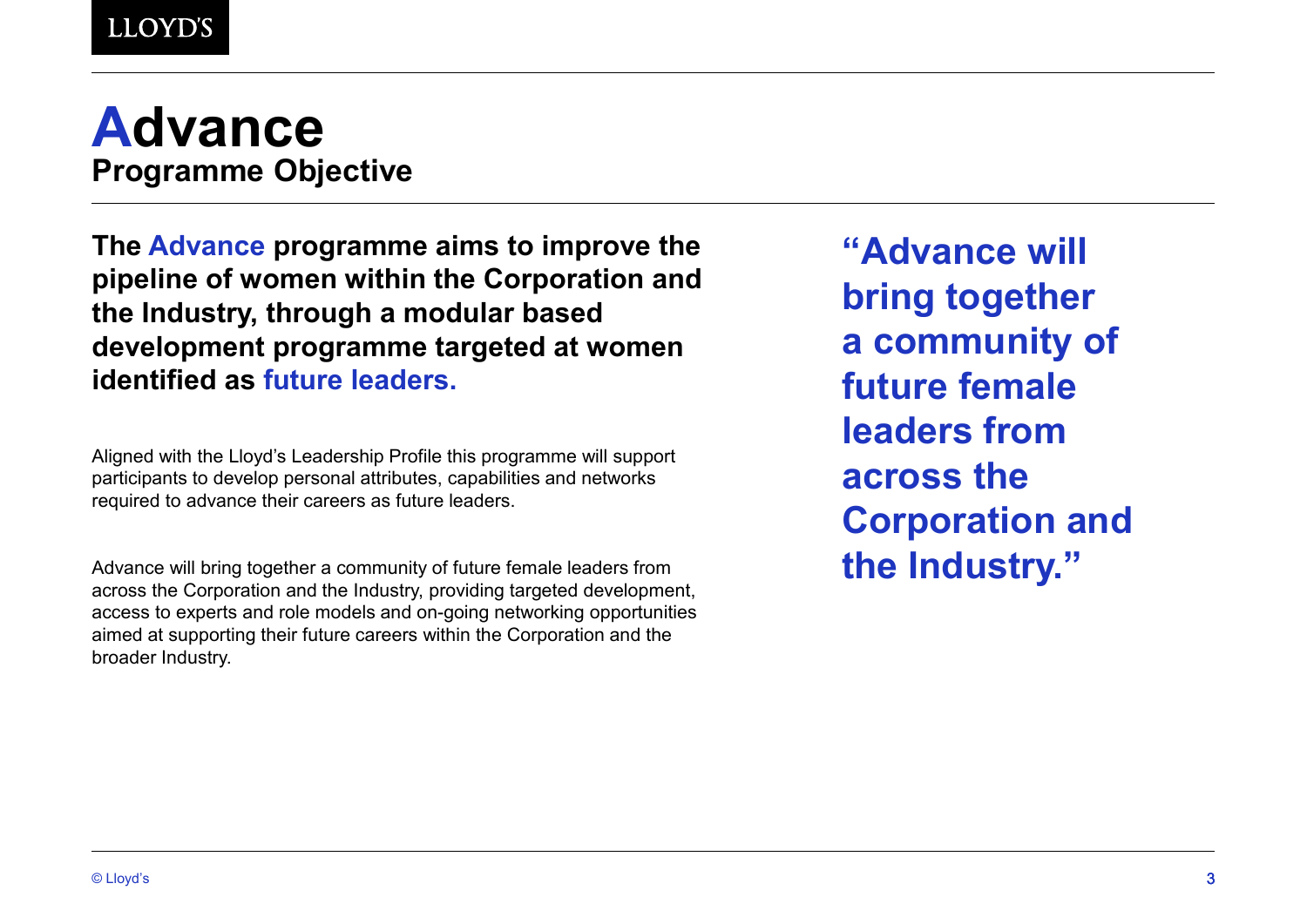# Advance

## Programme Objective

**The Advance programme aims to improve the pipeline of women within the Corporation and the Industry, through a modular based development programme targeted at women identified as future leaders.**

Aligned with the Lloyd's Leadership Profile this programme will support participants to develop personal attributes, capabilities and networks required to advance their careers as future leaders.

Advance will bring together a community of future female leaders from across the Corporation and the Industry, providing targeted development, access to experts and role models and on-going networking opportunities aimed at supporting their future careers within the Corporation and the broader Industry.

**"Advance will bring together a community of future female leaders from across the Corporation and the Industry."**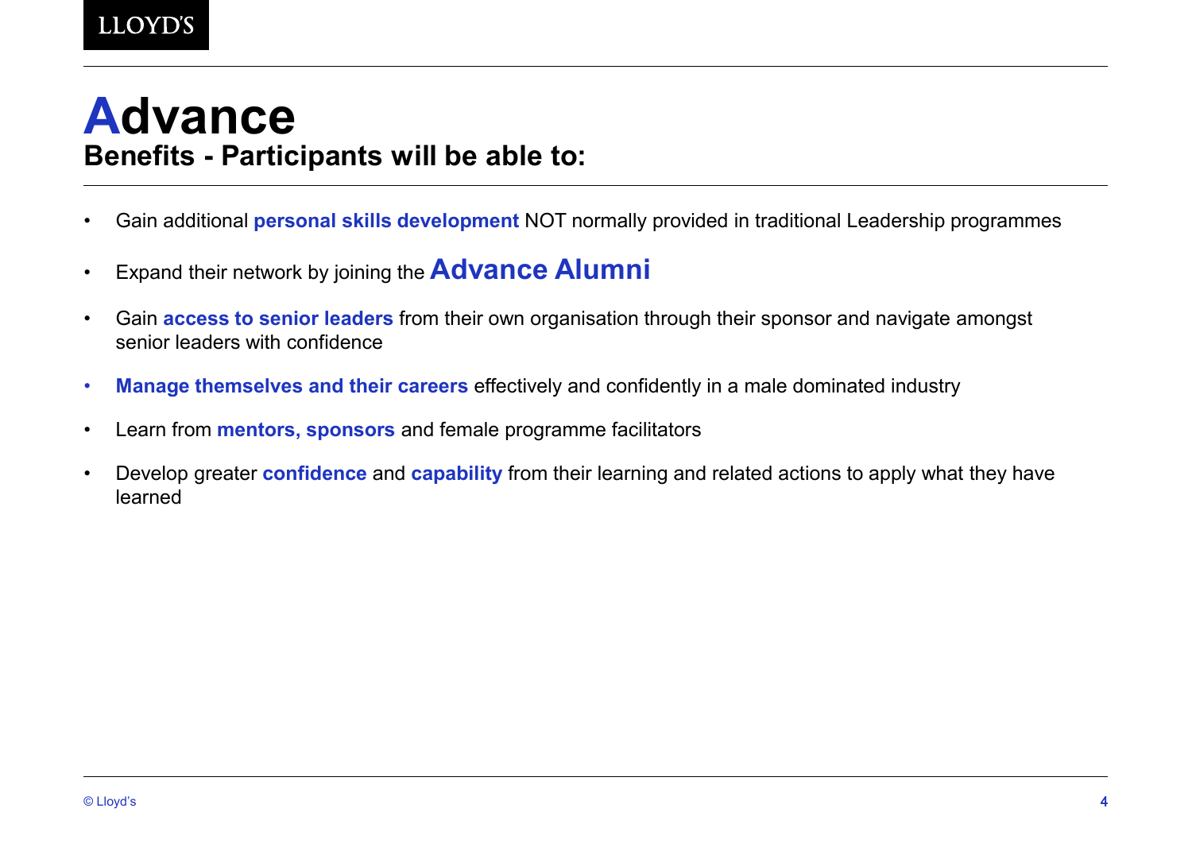# Advance

## Benefits - Participants will be able to:

- Gain additional **personal skills development** NOT normally provided in traditional Leadership programmes
- Expand their network by joining the **Advance Alumni**
- Gain **access to senior leaders** from their own organisation through their sponsor and navigate amongst senior leaders with confidence
- **Manage themselves and their careers** effectively and confidently in a male dominated industry
- Learn from **mentors, sponsors** and female programme facilitators
- Develop greater **confidence** and **capability** from their learning and related actions to apply what they have learned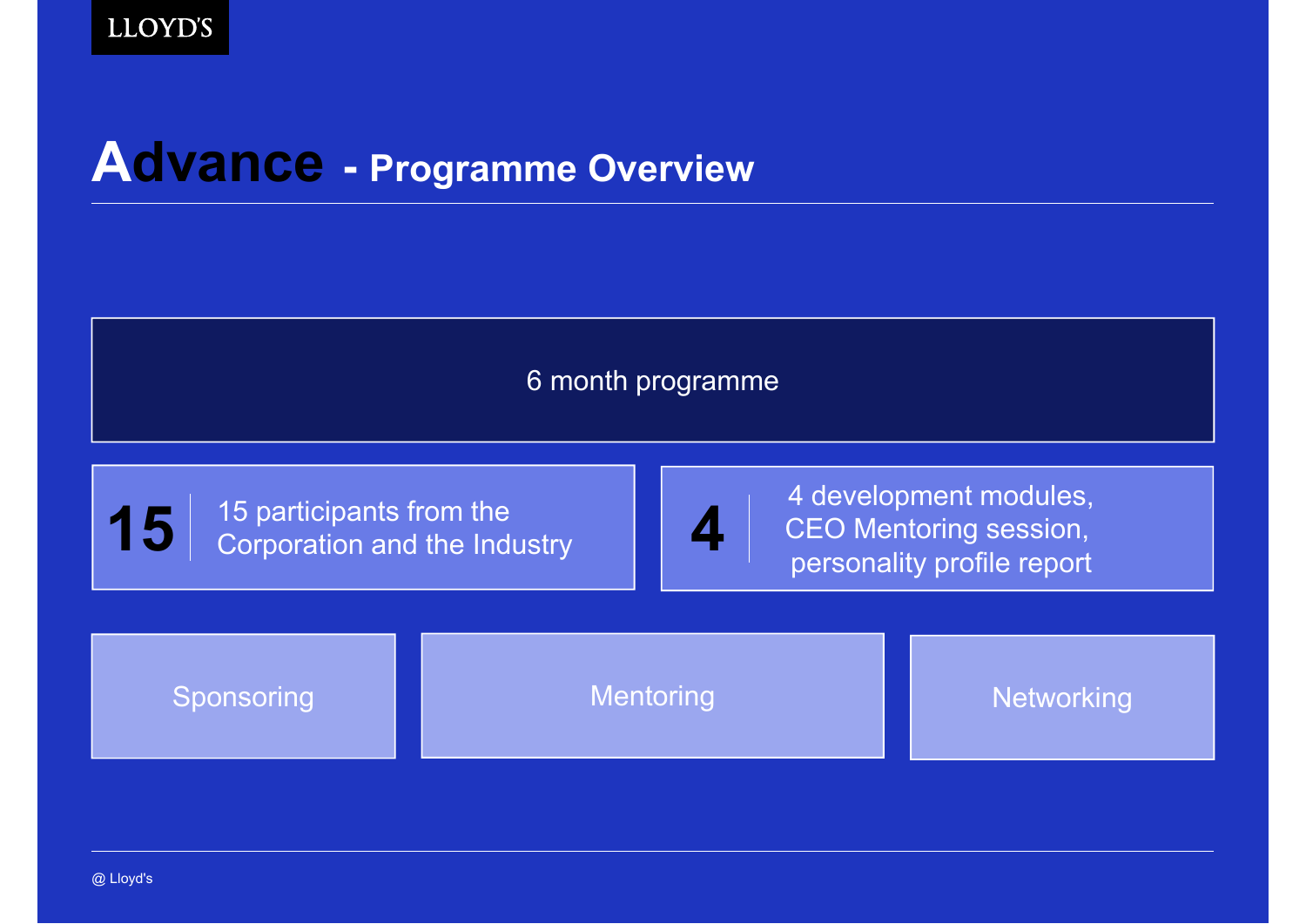LLOYD'S

# Advance - Programme Overview

6 month programme

**15** 15 participants from the Corporation and the Industry

**4** 4 development modules, CEO Mentoring session, personality profile report

Sponsoring

Mentoring

Networking

@ Lloyd's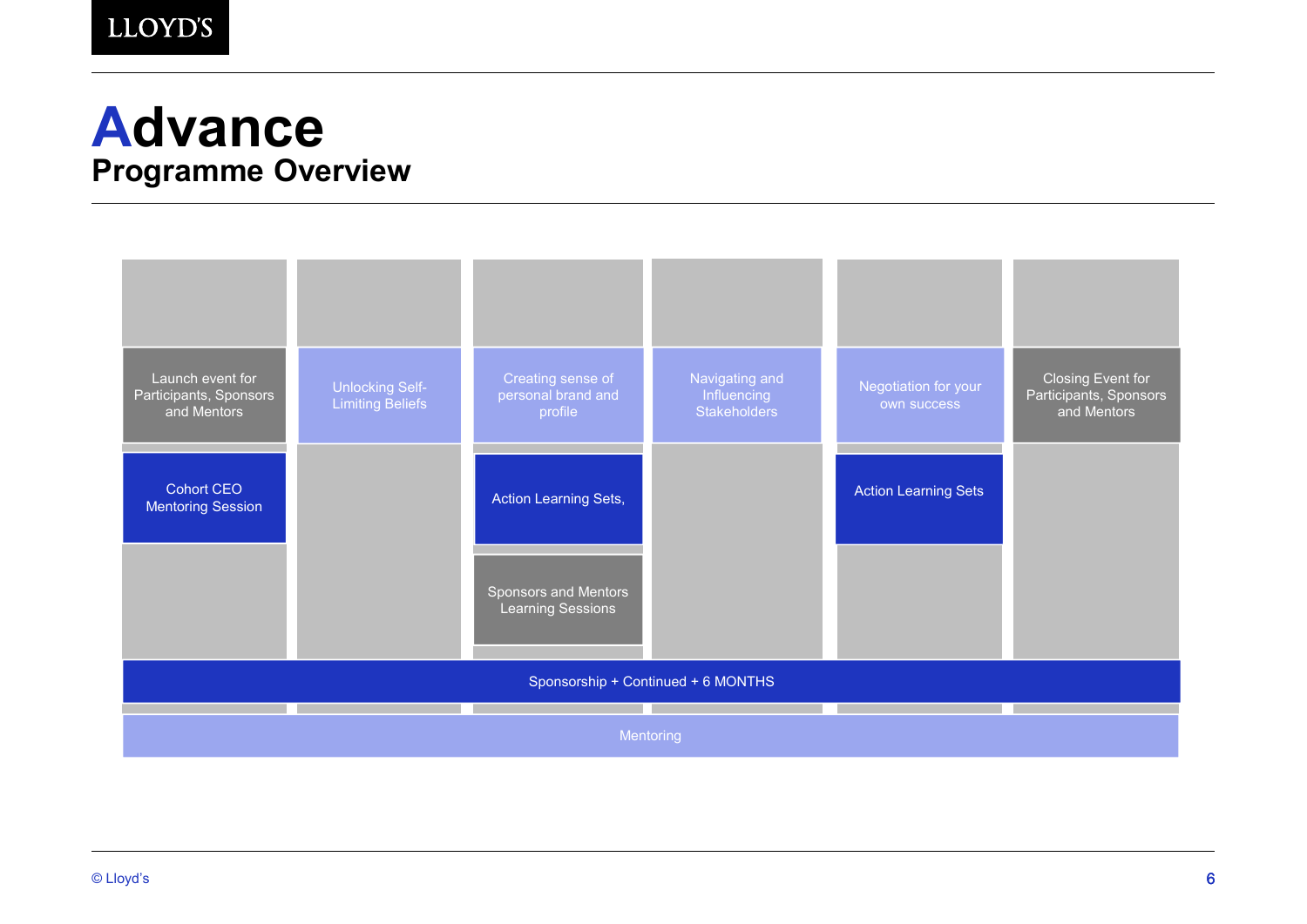# Advance

## Programme Overview

| | | | | | |
|---|---|---|---|---|---|
| Launch event for Participants, Sponsors and Mentors | Unlocking Self-Limiting Beliefs | Creating sense of personal brand and profile | Navigating and Influencing Stakeholders | Negotiation for your own success | Closing Event for Participants, Sponsors and Mentors |
| Cohort CEO Mentoring Session | | Action Learning Sets, | | Action Learning Sets | |
| | | Sponsors and Mentors Learning Sessions | | | |

Sponsorship + Continued + 6 MONTHS

Mentoring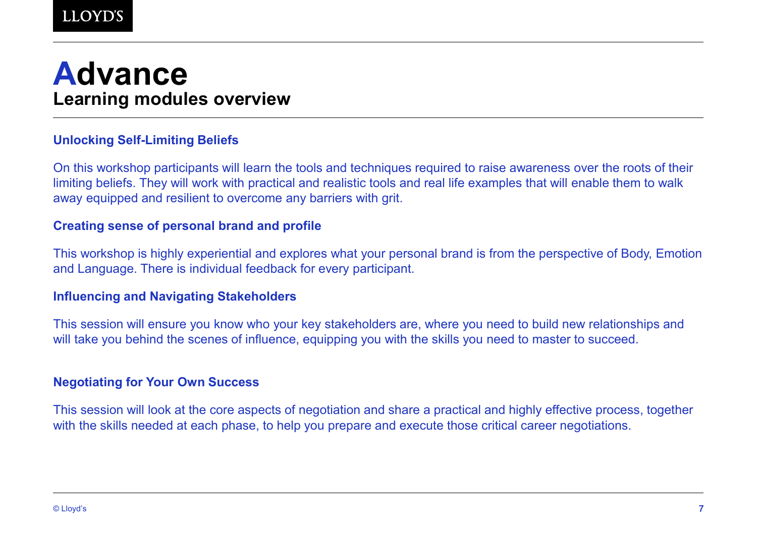# Advance

## Learning modules overview

### Unlocking Self-Limiting Beliefs

On this workshop participants will learn the tools and techniques required to raise awareness over the roots of their limiting beliefs. They will work with practical and realistic tools and real life examples that will enable them to walk away equipped and resilient to overcome any barriers with grit.

### Creating sense of personal brand and profile

This workshop is highly experiential and explores what your personal brand is from the perspective of Body, Emotion and Language. There is individual feedback for every participant.

### Influencing and Navigating Stakeholders

This session will ensure you know who your key stakeholders are, where you need to build new relationships and will take you behind the scenes of influence, equipping you with the skills you need to master to succeed.

### Negotiating for Your Own Success

This session will look at the core aspects of negotiation and share a practical and highly effective process, together with the skills needed at each phase, to help you prepare and execute those critical career negotiations.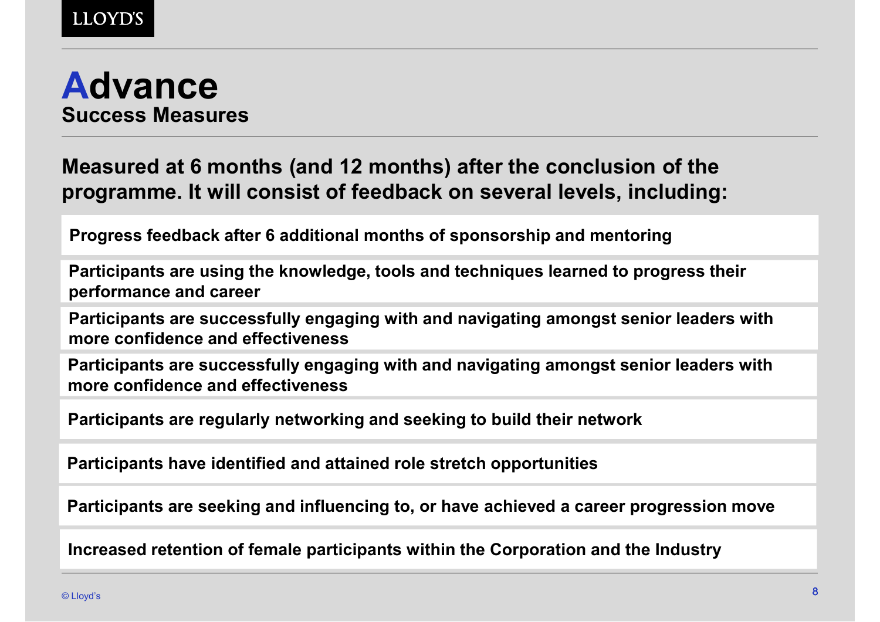# Advance

## Success Measures

**Measured at 6 months (and 12 months) after the conclusion of the programme. It will consist of feedback on several levels, including:**

- **Progress feedback after 6 additional months of sponsorship and mentoring**
- **Participants are using the knowledge, tools and techniques learned to progress their performance and career**
- **Participants are successfully engaging with and navigating amongst senior leaders with more confidence and effectiveness**
- **Participants are successfully engaging with and navigating amongst senior leaders with more confidence and effectiveness**
- **Participants are regularly networking and seeking to build their network**
- **Participants have identified and attained role stretch opportunities**
- **Participants are seeking and influencing to, or have achieved a career progression move**
- **Increased retention of female participants within the Corporation and the Industry**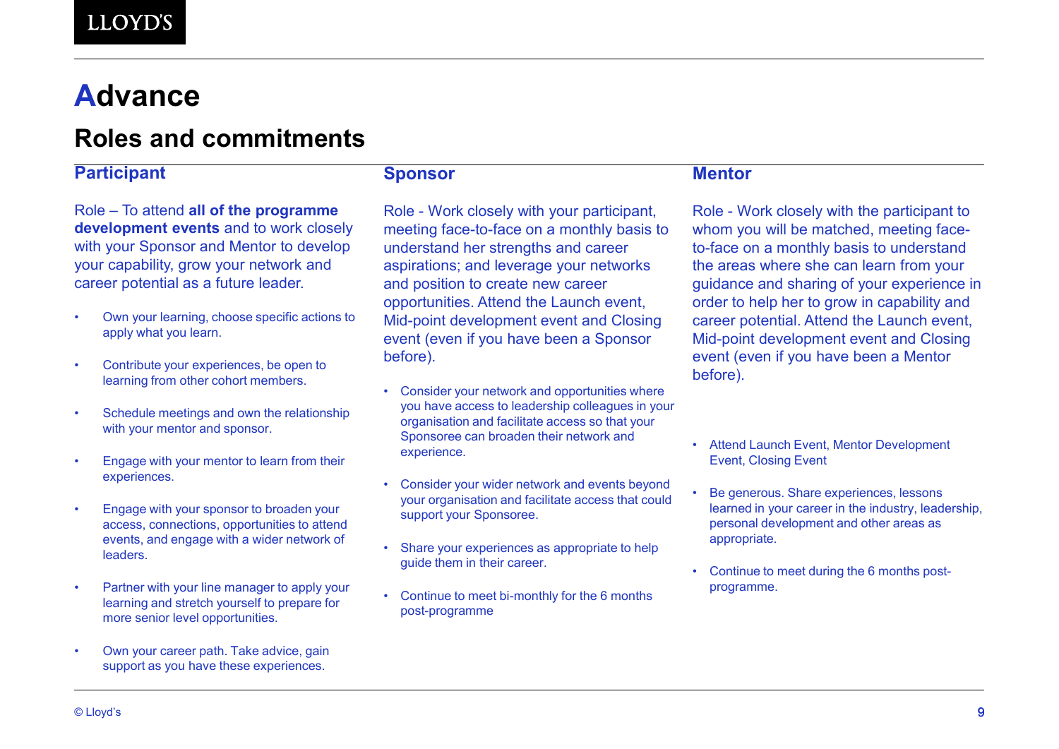# Advance

## Roles and commitments

### Participant

Role – To attend **all of the programme development events** and to work closely with your Sponsor and Mentor to develop your capability, grow your network and career potential as a future leader.

- Own your learning, choose specific actions to apply what you learn.
- Contribute your experiences, be open to learning from other cohort members.
- Schedule meetings and own the relationship with your mentor and sponsor.
- Engage with your mentor to learn from their experiences.
- Engage with your sponsor to broaden your access, connections, opportunities to attend events, and engage with a wider network of leaders.
- Partner with your line manager to apply your learning and stretch yourself to prepare for more senior level opportunities.
- Own your career path. Take advice, gain support as you have these experiences.

### Sponsor

Role - Work closely with your participant, meeting face-to-face on a monthly basis to understand her strengths and career aspirations; and leverage your networks and position to create new career opportunities. Attend the Launch event, Mid-point development event and Closing event (even if you have been a Sponsor before).

- Consider your network and opportunities where you have access to leadership colleagues in your organisation and facilitate access so that your Sponsoree can broaden their network and experience.
- Consider your wider network and events beyond your organisation and facilitate access that could support your Sponsoree.
- Share your experiences as appropriate to help guide them in their career.
- Continue to meet bi-monthly for the 6 months post-programme

### Mentor

Role - Work closely with the participant to whom you will be matched, meeting face-to-face on a monthly basis to understand the areas where she can learn from your guidance and sharing of your experience in order to help her to grow in capability and career potential. Attend the Launch event, Mid-point development event and Closing event (even if you have been a Mentor before).

- Attend Launch Event, Mentor Development Event, Closing Event
- Be generous. Share experiences, lessons learned in your career in the industry, leadership, personal development and other areas as appropriate.
- Continue to meet during the 6 months post-programme.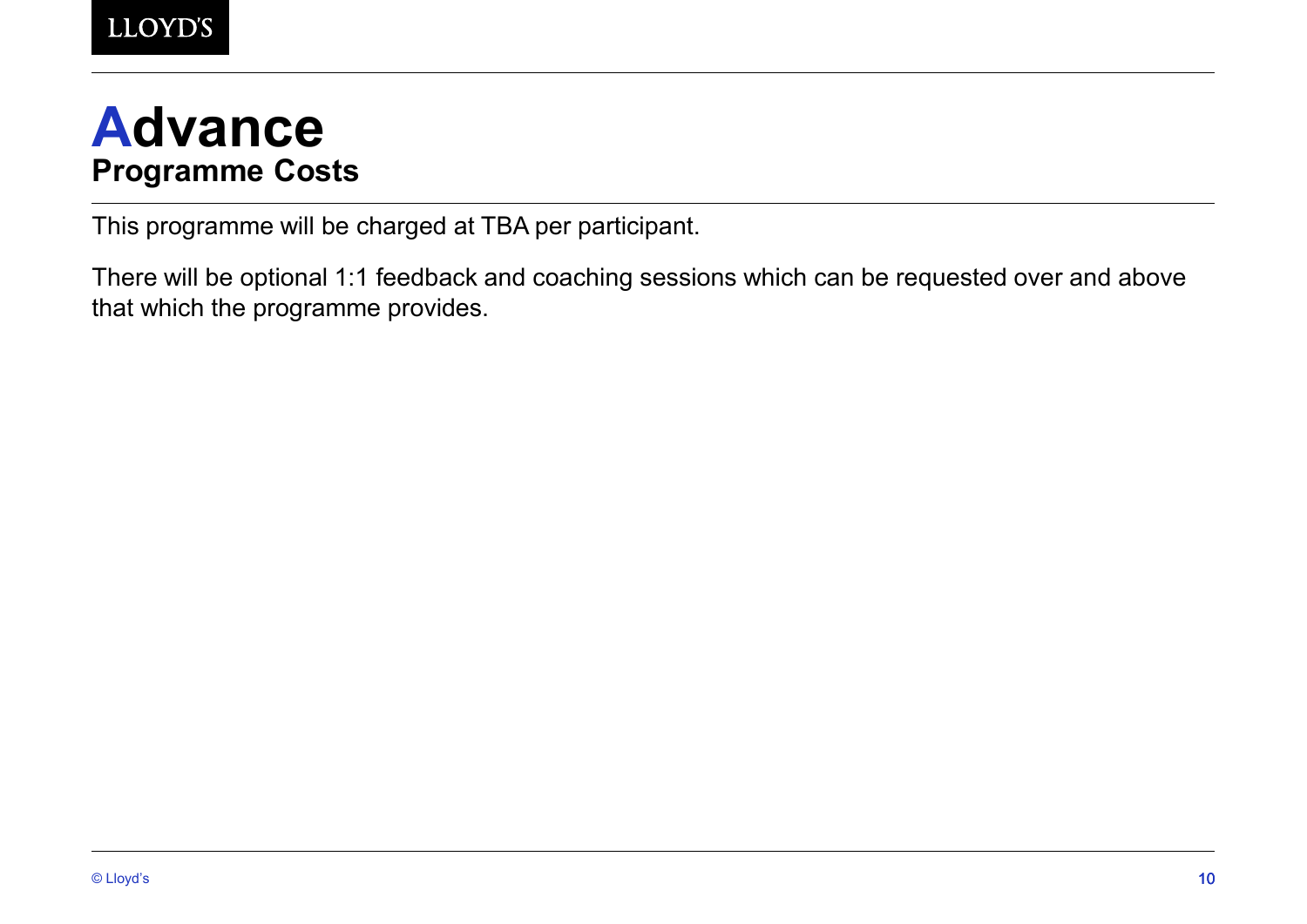# Advance

## Programme Costs

This programme will be charged at TBA per participant.

There will be optional 1:1 feedback and coaching sessions which can be requested over and above that which the programme provides.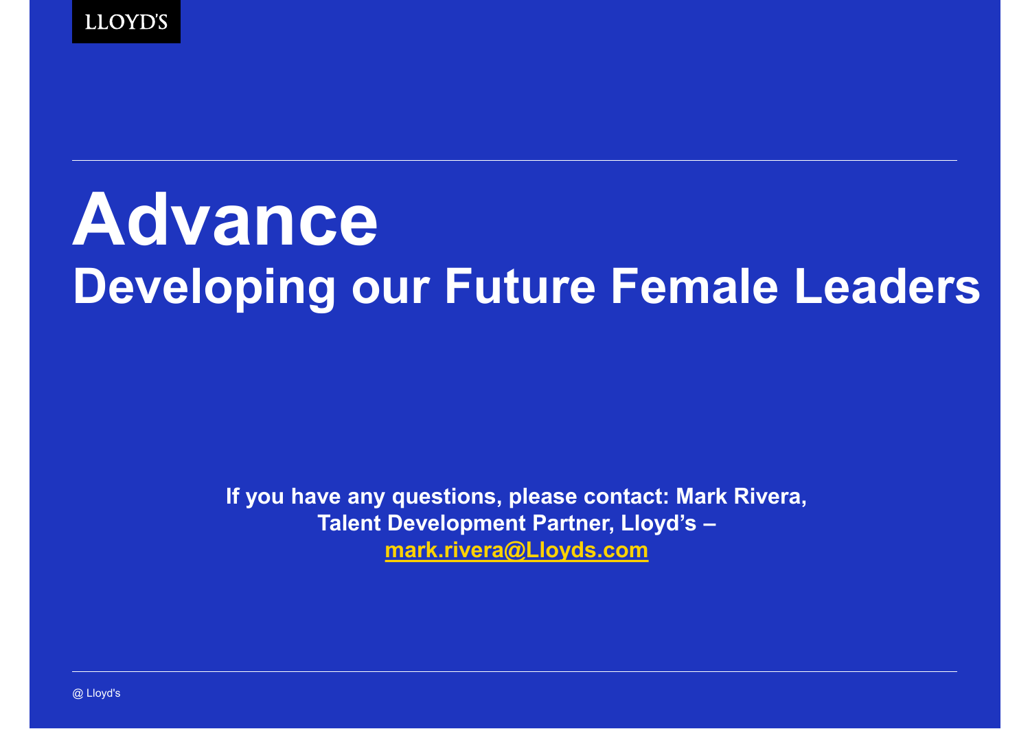LLOYD'S

# Advance

## Developing our Future Female Leaders

**If you have any questions, please contact: Mark Rivera, Talent Development Partner, Lloyd's – mark.rivera@Lloyds.com**

@ Lloyd's